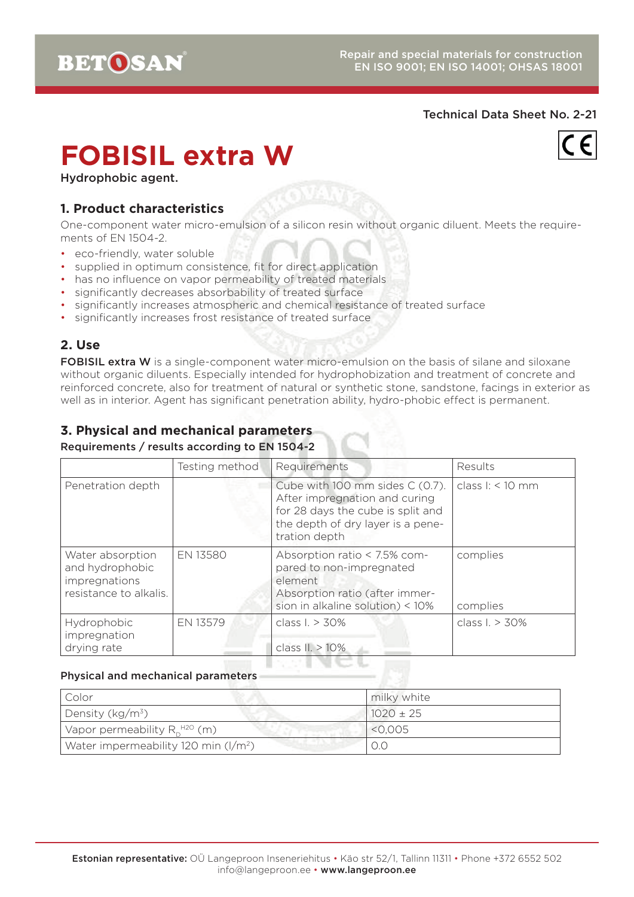BETOSAN

Repair and special materials for construction
EN ISO 9001; EN ISO 14001; OHSAS 18001

Technical Data Sheet No. 2-21

# FOBISIL extra W

Hydrophobic agent.

## 1. Product characteristics

One-component water micro-emulsion of a silicon resin without organic diluent. Meets the requirements of EN 1504-2.

- eco-friendly, water soluble
- supplied in optimum consistence, fit for direct application
- has no influence on vapor permeability of treated materials
- significantly decreases absorbability of treated surface
- significantly increases atmospheric and chemical resistance of treated surface
- significantly increases frost resistance of treated surface

## 2. Use

**FOBISIL extra W** is a single-component water micro-emulsion on the basis of silane and siloxane without organic diluents. Especially intended for hydrophobization and treatment of concrete and reinforced concrete, also for treatment of natural or synthetic stone, sandstone, facings in exterior as well as in interior. Agent has significant penetration ability, hydro-phobic effect is permanent.

## 3. Physical and mechanical parameters

**Requirements / results according to EN 1504-2**

| | Testing method | Requirements | Results |
|---|---|---|---|
| Penetration depth | | Cube with 100 mm sides C (0.7). After impregnation and curing for 28 days the cube is split and the depth of dry layer is a penetration depth | class I: < 10 mm |
| Water absorption and hydrophobic impregnations resistance to alkalis. | EN 13580 | Absorption ratio < 7.5% compared to non-impregnated element<br>Absorption ratio (after immersion in alkaline solution) < 10% | complies<br>complies |
| Hydrophobic impregnation drying rate | EN 13579 | class I. > 30%<br>class II. > 10% | class I. > 30% |

**Physical and mechanical parameters**

| | |
|---|---|
| Color | milky white |
| Density (kg/m³) | 1020 ± 25 |
| Vapor permeability $R_D^{H2O}$ (m) | <0,005 |
| Water impermeability 120 min (l/m²) | 0.0 |

**Estonian representative:** OÜ Langeproon Inseneriehitus • Käo str 52/1, Tallinn 11311 • Phone +372 6552 502
info@langeproon.ee • **www.langeproon.ee**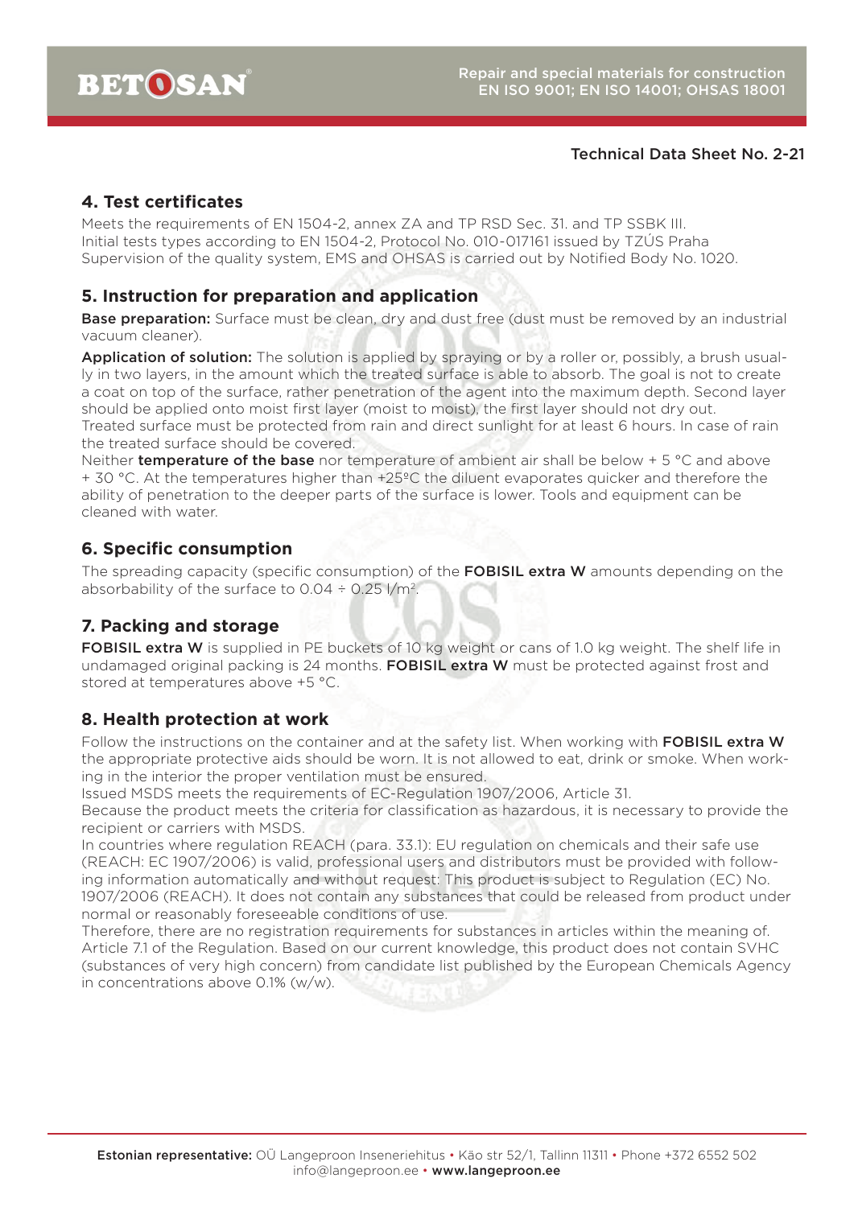Technical Data Sheet No. 2-21

## 4. Test certificates

Meets the requirements of EN 1504-2, annex ZA and TP RSD Sec. 31. and TP SSBK III.
Initial tests types according to EN 1504-2, Protocol No. 010-017161 issued by TZÚS Praha
Supervision of the quality system, EMS and OHSAS is carried out by Notified Body No. 1020.

## 5. Instruction for preparation and application

**Base preparation:** Surface must be clean, dry and dust free (dust must be removed by an industrial vacuum cleaner).

**Application of solution:** The solution is applied by spraying or by a roller or, possibly, a brush usually in two layers, in the amount which the treated surface is able to absorb. The goal is not to create a coat on top of the surface, rather penetration of the agent into the maximum depth. Second layer should be applied onto moist first layer (moist to moist), the first layer should not dry out.
Treated surface must be protected from rain and direct sunlight for at least 6 hours. In case of rain the treated surface should be covered.
Neither **temperature of the base** nor temperature of ambient air shall be below + 5 °C and above + 30 °C. At the temperatures higher than +25ºC the diluent evaporates quicker and therefore the ability of penetration to the deeper parts of the surface is lower. Tools and equipment can be cleaned with water.

## 6. Specific consumption

The spreading capacity (specific consumption) of the **FOBISIL extra W** amounts depending on the absorbability of the surface to 0.04 ÷ 0.25 l/m².

## 7. Packing and storage

**FOBISIL extra W** is supplied in PE buckets of 10 kg weight or cans of 1.0 kg weight. The shelf life in undamaged original packing is 24 months. **FOBISIL extra W** must be protected against frost and stored at temperatures above +5 °C.

## 8. Health protection at work

Follow the instructions on the container and at the safety list. When working with **FOBISIL extra W** the appropriate protective aids should be worn. It is not allowed to eat, drink or smoke. When working in the interior the proper ventilation must be ensured.
Issued MSDS meets the requirements of EC-Regulation 1907/2006, Article 31.
Because the product meets the criteria for classification as hazardous, it is necessary to provide the recipient or carriers with MSDS.
In countries where regulation REACH (para. 33.1): EU regulation on chemicals and their safe use (REACH: EC 1907/2006) is valid, professional users and distributors must be provided with following information automatically and without request: This product is subject to Regulation (EC) No. 1907/2006 (REACH). It does not contain any substances that could be released from product under normal or reasonably foreseeable conditions of use.
Therefore, there are no registration requirements for substances in articles within the meaning of. Article 7.1 of the Regulation. Based on our current knowledge, this product does not contain SVHC (substances of very high concern) from candidate list published by the European Chemicals Agency in concentrations above 0.1% (w/w).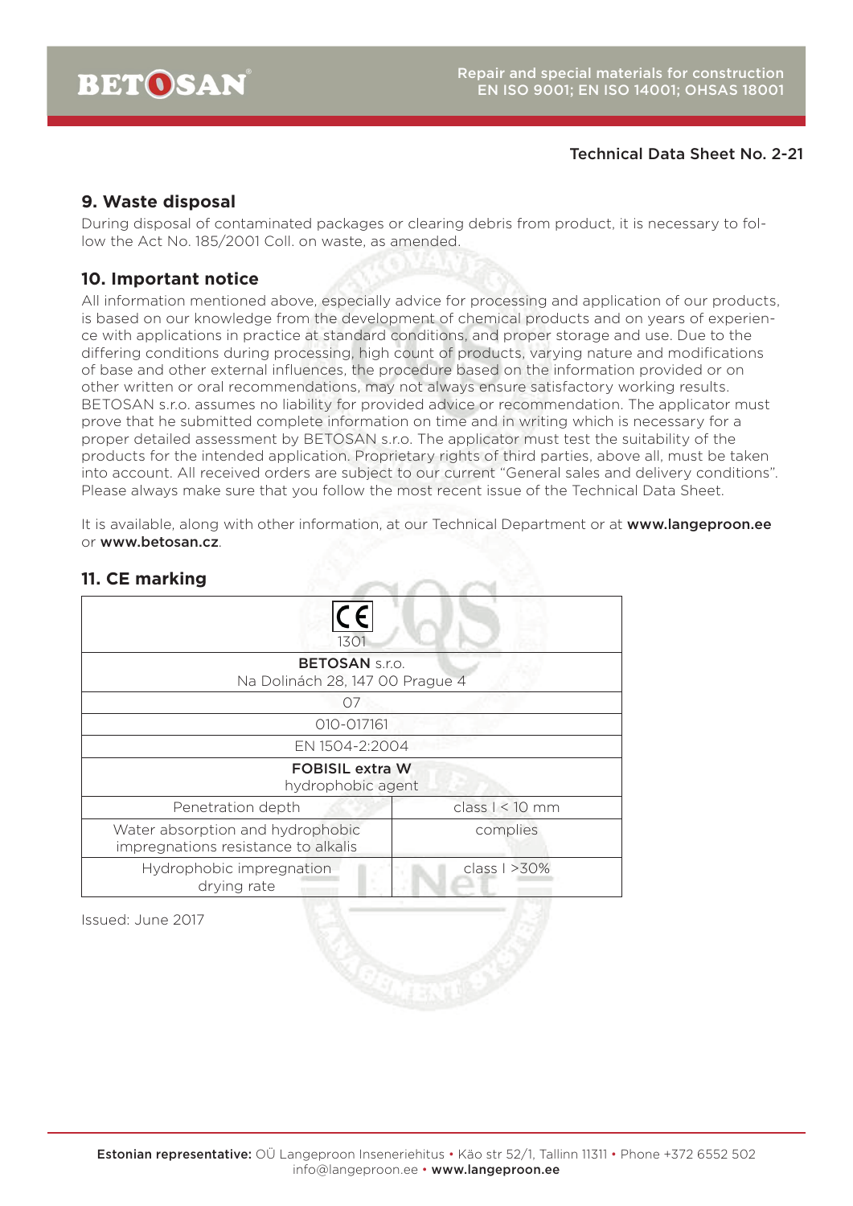Technical Data Sheet No. 2-21

## 9. Waste disposal

During disposal of contaminated packages or clearing debris from product, it is necessary to follow the Act No. 185/2001 Coll. on waste, as amended.

## 10. Important notice

All information mentioned above, especially advice for processing and application of our products, is based on our knowledge from the development of chemical products and on years of experience with applications in practice at standard conditions, and proper storage and use. Due to the differing conditions during processing, high count of products, varying nature and modifications of base and other external influences, the procedure based on the information provided or on other written or oral recommendations, may not always ensure satisfactory working results. BETOSAN s.r.o. assumes no liability for provided advice or recommendation. The applicator must prove that he submitted complete information on time and in writing which is necessary for a proper detailed assessment by BETOSAN s.r.o. The applicator must test the suitability of the products for the intended application. Proprietary rights of third parties, above all, must be taken into account. All received orders are subject to our current "General sales and delivery conditions". Please always make sure that you follow the most recent issue of the Technical Data Sheet.

It is available, along with other information, at our Technical Department or at **www.langeproon.ee** or **www.betosan.cz**.

## 11. CE marking

| | |
|---|---|
| CE 1301 | |
| **BETOSAN** s.r.o. Na Dolinách 28, 147 00 Prague 4 | |
| 07 | |
| 010-017161 | |
| EN 1504-2:2004 | |
| **FOBISIL extra W** hydrophobic agent | |
| Penetration depth | class I < 10 mm |
| Water absorption and hydrophobic impregnations resistance to alkalis | complies |
| Hydrophobic impregnation drying rate | class I >30% |

Issued: June 2017